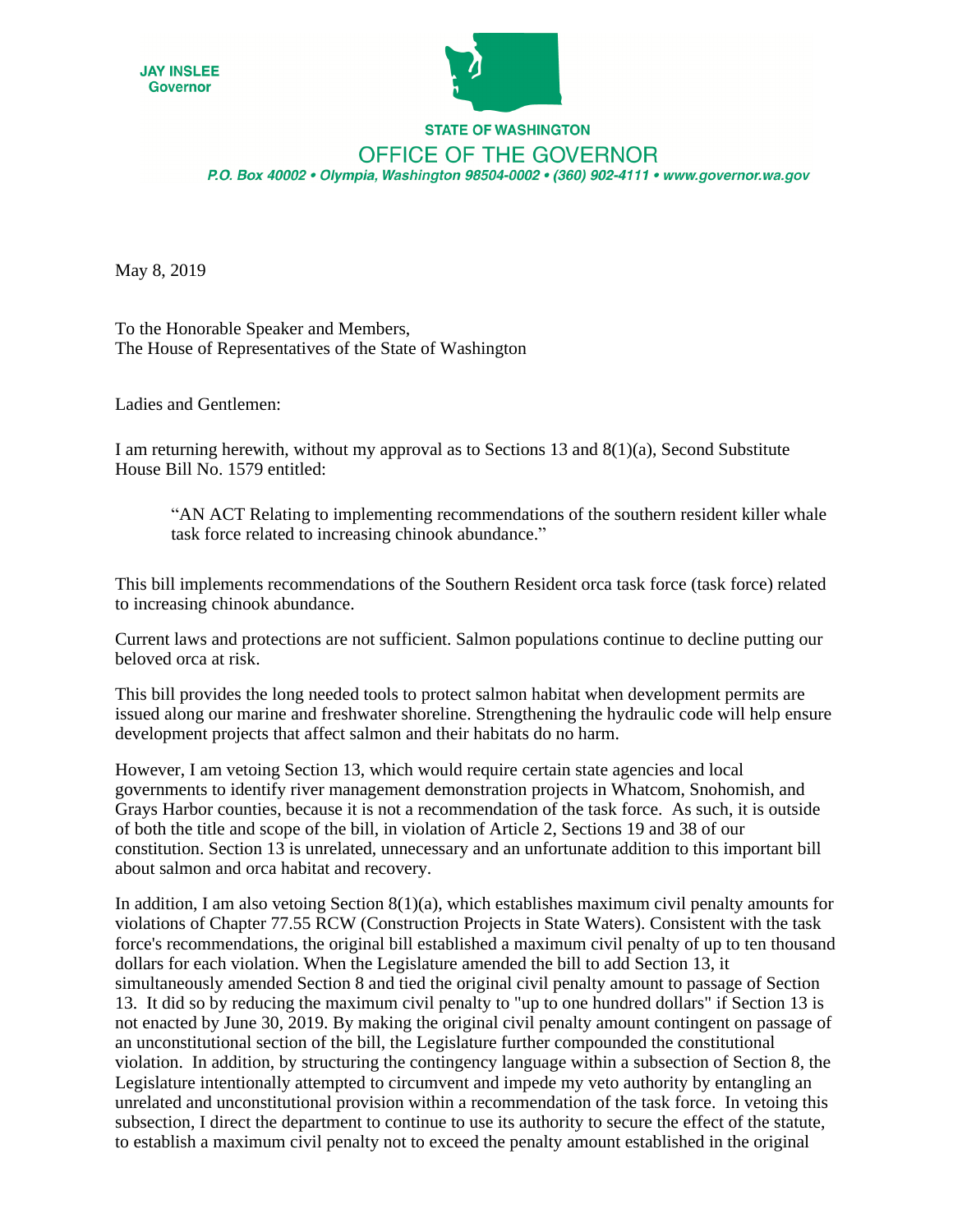JAY INSLEE
Governor

STATE OF WASHINGTON

OFFICE OF THE GOVERNOR

*P.O. Box 40002 • Olympia, Washington 98504-0002 • (360) 902-4111 • www.governor.wa.gov*

May 8, 2019

To the Honorable Speaker and Members,
The House of Representatives of the State of Washington

Ladies and Gentlemen:

I am returning herewith, without my approval as to Sections 13 and 8(1)(a), Second Substitute House Bill No. 1579 entitled:

> "AN ACT Relating to implementing recommendations of the southern resident killer whale task force related to increasing chinook abundance."

This bill implements recommendations of the Southern Resident orca task force (task force) related to increasing chinook abundance.

Current laws and protections are not sufficient. Salmon populations continue to decline putting our beloved orca at risk.

This bill provides the long needed tools to protect salmon habitat when development permits are issued along our marine and freshwater shoreline. Strengthening the hydraulic code will help ensure development projects that affect salmon and their habitats do no harm.

However, I am vetoing Section 13, which would require certain state agencies and local governments to identify river management demonstration projects in Whatcom, Snohomish, and Grays Harbor counties, because it is not a recommendation of the task force. As such, it is outside of both the title and scope of the bill, in violation of Article 2, Sections 19 and 38 of our constitution. Section 13 is unrelated, unnecessary and an unfortunate addition to this important bill about salmon and orca habitat and recovery.

In addition, I am also vetoing Section 8(1)(a), which establishes maximum civil penalty amounts for violations of Chapter 77.55 RCW (Construction Projects in State Waters). Consistent with the task force's recommendations, the original bill established a maximum civil penalty of up to ten thousand dollars for each violation. When the Legislature amended the bill to add Section 13, it simultaneously amended Section 8 and tied the original civil penalty amount to passage of Section 13. It did so by reducing the maximum civil penalty to "up to one hundred dollars" if Section 13 is not enacted by June 30, 2019. By making the original civil penalty amount contingent on passage of an unconstitutional section of the bill, the Legislature further compounded the constitutional violation. In addition, by structuring the contingency language within a subsection of Section 8, the Legislature intentionally attempted to circumvent and impede my veto authority by entangling an unrelated and unconstitutional provision within a recommendation of the task force. In vetoing this subsection, I direct the department to continue to use its authority to secure the effect of the statute, to establish a maximum civil penalty not to exceed the penalty amount established in the original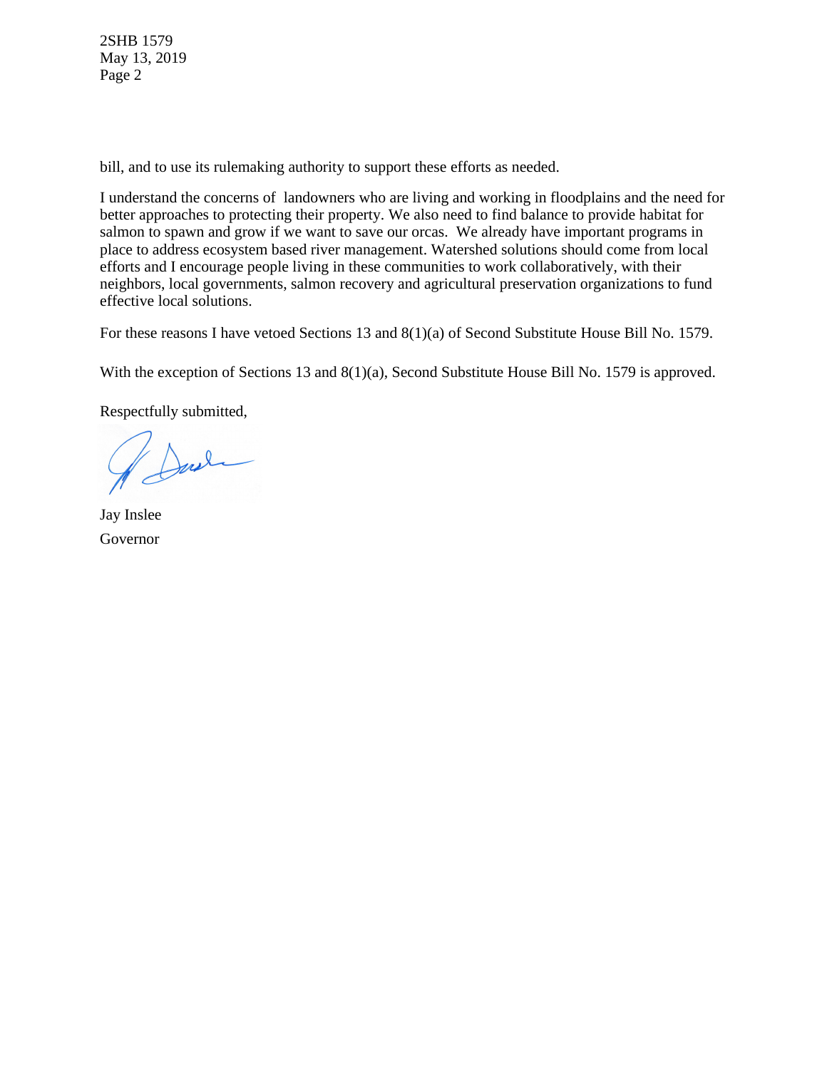bill, and to use its rulemaking authority to support these efforts as needed.

I understand the concerns of landowners who are living and working in floodplains and the need for better approaches to protecting their property. We also need to find balance to provide habitat for salmon to spawn and grow if we want to save our orcas. We already have important programs in place to address ecosystem based river management. Watershed solutions should come from local efforts and I encourage people living in these communities to work collaboratively, with their neighbors, local governments, salmon recovery and agricultural preservation organizations to fund effective local solutions.

For these reasons I have vetoed Sections 13 and 8(1)(a) of Second Substitute House Bill No. 1579.

With the exception of Sections 13 and 8(1)(a), Second Substitute House Bill No. 1579 is approved.

Respectfully submitted,

Jay Inslee
Governor